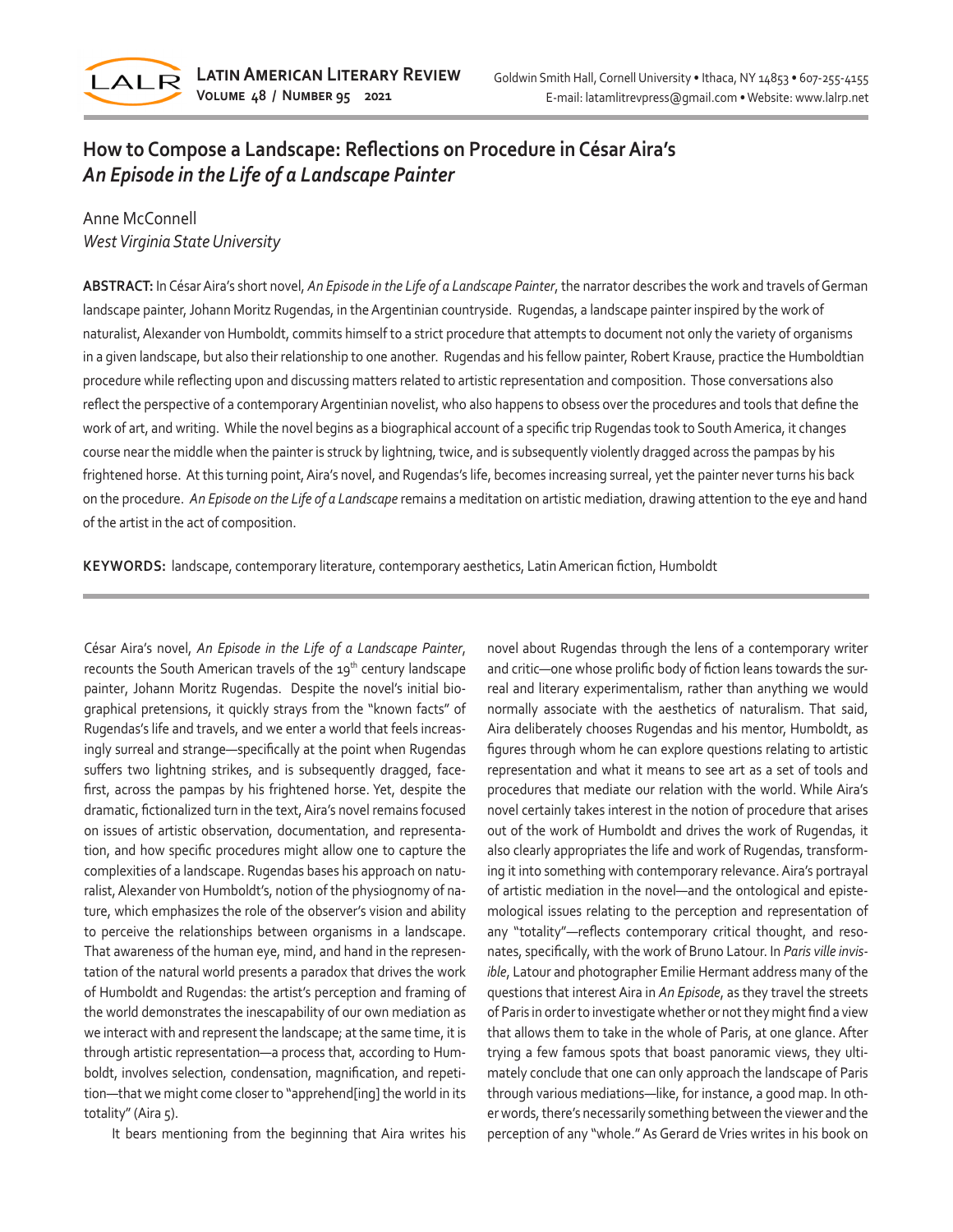# How to Compose a Landscape: Reflections on Procedure in César Aira's *An Episode in the Life of a Landscape Painter*

Anne McConnell
*West Virginia State University*

**ABSTRACT:** In César Aira's short novel, *An Episode in the Life of a Landscape Painter*, the narrator describes the work and travels of German landscape painter, Johann Moritz Rugendas, in the Argentinian countryside. Rugendas, a landscape painter inspired by the work of naturalist, Alexander von Humboldt, commits himself to a strict procedure that attempts to document not only the variety of organisms in a given landscape, but also their relationship to one another. Rugendas and his fellow painter, Robert Krause, practice the Humboldtian procedure while reflecting upon and discussing matters related to artistic representation and composition. Those conversations also reflect the perspective of a contemporary Argentinian novelist, who also happens to obsess over the procedures and tools that define the work of art, and writing. While the novel begins as a biographical account of a specific trip Rugendas took to South America, it changes course near the middle when the painter is struck by lightning, twice, and is subsequently violently dragged across the pampas by his frightened horse. At this turning point, Aira's novel, and Rugendas's life, becomes increasing surreal, yet the painter never turns his back on the procedure. *An Episode on the Life of a Landscape* remains a meditation on artistic mediation, drawing attention to the eye and hand of the artist in the act of composition.

**KEYWORDS:** landscape, contemporary literature, contemporary aesthetics, Latin American fiction, Humboldt

César Aira's novel, *An Episode in the Life of a Landscape Painter*, recounts the South American travels of the 19th century landscape painter, Johann Moritz Rugendas. Despite the novel's initial biographical pretensions, it quickly strays from the "known facts" of Rugendas's life and travels, and we enter a world that feels increasingly surreal and strange—specifically at the point when Rugendas suffers two lightning strikes, and is subsequently dragged, face-first, across the pampas by his frightened horse. Yet, despite the dramatic, fictionalized turn in the text, Aira's novel remains focused on issues of artistic observation, documentation, and representation, and how specific procedures might allow one to capture the complexities of a landscape. Rugendas bases his approach on naturalist, Alexander von Humboldt's, notion of the physiognomy of nature, which emphasizes the role of the observer's vision and ability to perceive the relationships between organisms in a landscape. That awareness of the human eye, mind, and hand in the representation of the natural world presents a paradox that drives the work of Humboldt and Rugendas: the artist's perception and framing of the world demonstrates the inescapability of our own mediation as we interact with and represent the landscape; at the same time, it is through artistic representation—a process that, according to Humboldt, involves selection, condensation, magnification, and repetition—that we might come closer to "apprehend[ing] the world in its totality" (Aira 5).

It bears mentioning from the beginning that Aira writes his novel about Rugendas through the lens of a contemporary writer and critic—one whose prolific body of fiction leans towards the surreal and literary experimentalism, rather than anything we would normally associate with the aesthetics of naturalism. That said, Aira deliberately chooses Rugendas and his mentor, Humboldt, as figures through whom he can explore questions relating to artistic representation and what it means to see art as a set of tools and procedures that mediate our relation with the world. While Aira's novel certainly takes interest in the notion of procedure that arises out of the work of Humboldt and drives the work of Rugendas, it also clearly appropriates the life and work of Rugendas, transforming it into something with contemporary relevance. Aira's portrayal of artistic mediation in the novel—and the ontological and epistemological issues relating to the perception and representation of any "totality"—reflects contemporary critical thought, and resonates, specifically, with the work of Bruno Latour. In *Paris ville invisible*, Latour and photographer Emilie Hermant address many of the questions that interest Aira in *An Episode*, as they travel the streets of Paris in order to investigate whether or not they might find a view that allows them to take in the whole of Paris, at one glance. After trying a few famous spots that boast panoramic views, they ultimately conclude that one can only approach the landscape of Paris through various mediations—like, for instance, a good map. In other words, there's necessarily something between the viewer and the perception of any "whole." As Gerard de Vries writes in his book on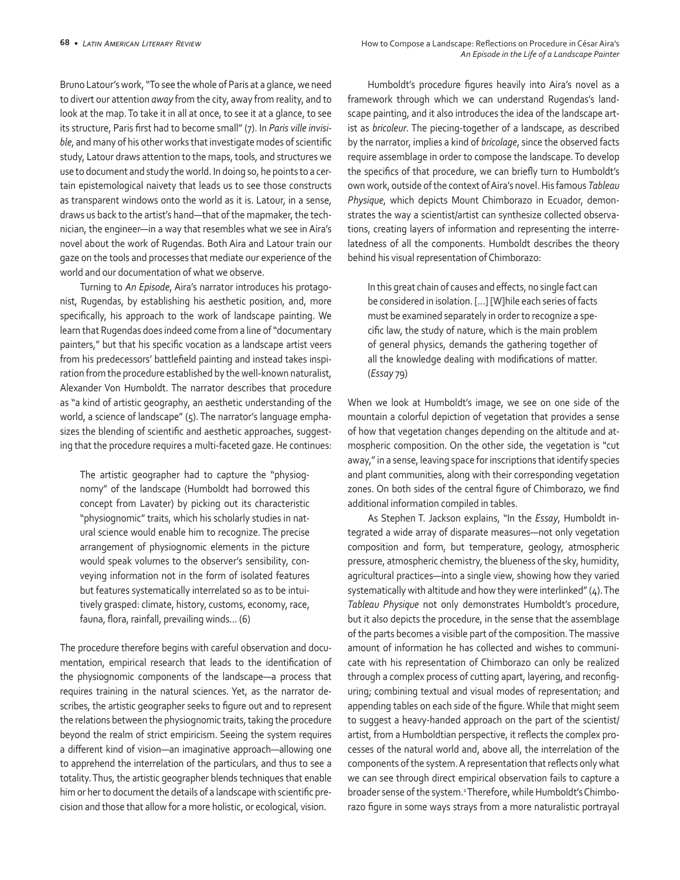Bruno Latour's work, "To see the whole of Paris at a glance, we need to divert our attention *away* from the city, away from reality, and to look at the map. To take it in all at once, to see it at a glance, to see its structure, Paris first had to become small" (7). In *Paris ville invisible*, and many of his other works that investigate modes of scientific study, Latour draws attention to the maps, tools, and structures we use to document and study the world. In doing so, he points to a certain epistemological naivety that leads us to see those constructs as transparent windows onto the world as it is. Latour, in a sense, draws us back to the artist's hand—that of the mapmaker, the technician, the engineer—in a way that resembles what we see in Aira's novel about the work of Rugendas. Both Aira and Latour train our gaze on the tools and processes that mediate our experience of the world and our documentation of what we observe.

Turning to *An Episode*, Aira's narrator introduces his protagonist, Rugendas, by establishing his aesthetic position, and, more specifically, his approach to the work of landscape painting. We learn that Rugendas does indeed come from a line of "documentary painters," but that his specific vocation as a landscape artist veers from his predecessors' battlefield painting and instead takes inspiration from the procedure established by the well-known naturalist, Alexander Von Humboldt. The narrator describes that procedure as "a kind of artistic geography, an aesthetic understanding of the world, a science of landscape" (5). The narrator's language emphasizes the blending of scientific and aesthetic approaches, suggesting that the procedure requires a multi-faceted gaze. He continues:

> The artistic geographer had to capture the "physiognomy" of the landscape (Humboldt had borrowed this concept from Lavater) by picking out its characteristic "physiognomic" traits, which his scholarly studies in natural science would enable him to recognize. The precise arrangement of physiognomic elements in the picture would speak volumes to the observer's sensibility, conveying information not in the form of isolated features but features systematically interrelated so as to be intuitively grasped: climate, history, customs, economy, race, fauna, flora, rainfall, prevailing winds… (6)

The procedure therefore begins with careful observation and documentation, empirical research that leads to the identification of the physiognomic components of the landscape—a process that requires training in the natural sciences. Yet, as the narrator describes, the artistic geographer seeks to figure out and to represent the relations between the physiognomic traits, taking the procedure beyond the realm of strict empiricism. Seeing the system requires a different kind of vision—an imaginative approach—allowing one to apprehend the interrelation of the particulars, and thus to see a totality. Thus, the artistic geographer blends techniques that enable him or her to document the details of a landscape with scientific precision and those that allow for a more holistic, or ecological, vision.

Humboldt's procedure figures heavily into Aira's novel as a framework through which we can understand Rugendas's landscape painting, and it also introduces the idea of the landscape artist as *bricoleur*. The piecing-together of a landscape, as described by the narrator, implies a kind of *bricolage*, since the observed facts require assemblage in order to compose the landscape. To develop the specifics of that procedure, we can briefly turn to Humboldt's own work, outside of the context of Aira's novel. His famous *Tableau Physique*, which depicts Mount Chimborazo in Ecuador, demonstrates the way a scientist/artist can synthesize collected observations, creating layers of information and representing the interrelatedness of all the components. Humboldt describes the theory behind his visual representation of Chimborazo:

> In this great chain of causes and effects, no single fact can be considered in isolation. […] [W]hile each series of facts must be examined separately in order to recognize a specific law, the study of nature, which is the main problem of general physics, demands the gathering together of all the knowledge dealing with modifications of matter. (*Essay* 79)

When we look at Humboldt's image, we see on one side of the mountain a colorful depiction of vegetation that provides a sense of how that vegetation changes depending on the altitude and atmospheric composition. On the other side, the vegetation is "cut away," in a sense, leaving space for inscriptions that identify species and plant communities, along with their corresponding vegetation zones. On both sides of the central figure of Chimborazo, we find additional information compiled in tables.

As Stephen T. Jackson explains, "In the *Essay*, Humboldt integrated a wide array of disparate measures—not only vegetation composition and form, but temperature, geology, atmospheric pressure, atmospheric chemistry, the blueness of the sky, humidity, agricultural practices—into a single view, showing how they varied systematically with altitude and how they were interlinked" (4). The *Tableau Physique* not only demonstrates Humboldt's procedure, but it also depicts the procedure, in the sense that the assemblage of the parts becomes a visible part of the composition. The massive amount of information he has collected and wishes to communicate with his representation of Chimborazo can only be realized through a complex process of cutting apart, layering, and reconfiguring; combining textual and visual modes of representation; and appending tables on each side of the figure. While that might seem to suggest a heavy-handed approach on the part of the scientist/artist, from a Humboldtian perspective, it reflects the complex processes of the natural world and, above all, the interrelation of the components of the system. A representation that reflects only what we can see through direct empirical observation fails to capture a broader sense of the system.[1] Therefore, while Humboldt's Chimborazo figure in some ways strays from a more naturalistic portrayal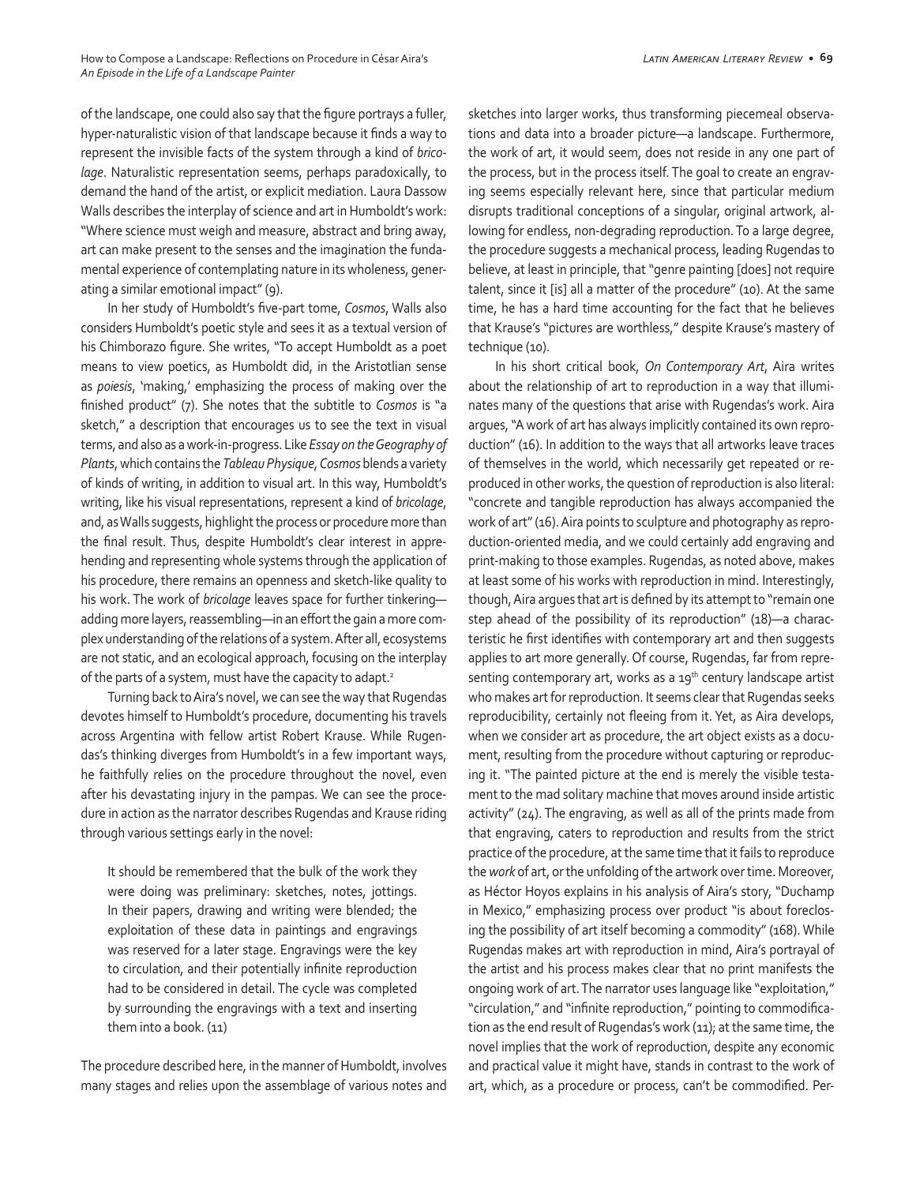of the landscape, one could also say that the figure portrays a fuller, hyper-naturalistic vision of that landscape because it finds a way to represent the invisible facts of the system through a kind of *bricolage*. Naturalistic representation seems, perhaps paradoxically, to demand the hand of the artist, or explicit mediation. Laura Dassow Walls describes the interplay of science and art in Humboldt's work: "Where science must weigh and measure, abstract and bring away, art can make present to the senses and the imagination the fundamental experience of contemplating nature in its wholeness, generating a similar emotional impact" (9).

In her study of Humboldt's five-part tome, *Cosmos*, Walls also considers Humboldt's poetic style and sees it as a textual version of his Chimborazo figure. She writes, "To accept Humboldt as a poet means to view poetics, as Humboldt did, in the Aristotlian sense as *poiesis*, 'making,' emphasizing the process of making over the finished product" (7). She notes that the subtitle to *Cosmos* is "a sketch," a description that encourages us to see the text in visual terms, and also as a work-in-progress. Like *Essay on the Geography of Plants*, which contains the *Tableau Physique*, *Cosmos* blends a variety of kinds of writing, in addition to visual art. In this way, Humboldt's writing, like his visual representations, represent a kind of *bricolage*, and, as Walls suggests, highlight the process or procedure more than the final result. Thus, despite Humboldt's clear interest in apprehending and representing whole systems through the application of his procedure, there remains an openness and sketch-like quality to his work. The work of *bricolage* leaves space for further tinkering—adding more layers, reassembling—in an effort the gain a more complex understanding of the relations of a system. After all, ecosystems are not static, and an ecological approach, focusing on the interplay of the parts of a system, must have the capacity to adapt.[2]

Turning back to Aira's novel, we can see the way that Rugendas devotes himself to Humboldt's procedure, documenting his travels across Argentina with fellow artist Robert Krause. While Rugendas's thinking diverges from Humboldt's in a few important ways, he faithfully relies on the procedure throughout the novel, even after his devastating injury in the pampas. We can see the procedure in action as the narrator describes Rugendas and Krause riding through various settings early in the novel:

> It should be remembered that the bulk of the work they were doing was preliminary: sketches, notes, jottings. In their papers, drawing and writing were blended; the exploitation of these data in paintings and engravings was reserved for a later stage. Engravings were the key to circulation, and their potentially infinite reproduction had to be considered in detail. The cycle was completed by surrounding the engravings with a text and inserting them into a book. (11)

The procedure described here, in the manner of Humboldt, involves many stages and relies upon the assemblage of various notes and sketches into larger works, thus transforming piecemeal observations and data into a broader picture—a landscape. Furthermore, the work of art, it would seem, does not reside in any one part of the process, but in the process itself. The goal to create an engraving seems especially relevant here, since that particular medium disrupts traditional conceptions of a singular, original artwork, allowing for endless, non-degrading reproduction. To a large degree, the procedure suggests a mechanical process, leading Rugendas to believe, at least in principle, that "genre painting [does] not require talent, since it [is] all a matter of the procedure" (10). At the same time, he has a hard time accounting for the fact that he believes that Krause's "pictures are worthless," despite Krause's mastery of technique (10).

In his short critical book, *On Contemporary Art*, Aira writes about the relationship of art to reproduction in a way that illuminates many of the questions that arise with Rugendas's work. Aira argues, "A work of art has always implicitly contained its own reproduction" (16). In addition to the ways that all artworks leave traces of themselves in the world, which necessarily get repeated or reproduced in other works, the question of reproduction is also literal: "concrete and tangible reproduction has always accompanied the work of art" (16). Aira points to sculpture and photography as reproduction-oriented media, and we could certainly add engraving and print-making to those examples. Rugendas, as noted above, makes at least some of his works with reproduction in mind. Interestingly, though, Aira argues that art is defined by its attempt to "remain one step ahead of the possibility of its reproduction" (18)—a characteristic he first identifies with contemporary art and then suggests applies to art more generally. Of course, Rugendas, far from representing contemporary art, works as a 19th century landscape artist who makes art for reproduction. It seems clear that Rugendas seeks reproducibility, certainly not fleeing from it. Yet, as Aira develops, when we consider art as procedure, the art object exists as a document, resulting from the procedure without capturing or reproducing it. "The painted picture at the end is merely the visible testament to the mad solitary machine that moves around inside artistic activity" (24). The engraving, as well as all of the prints made from that engraving, caters to reproduction and results from the strict practice of the procedure, at the same time that it fails to reproduce the *work* of art, or the unfolding of the artwork over time. Moreover, as Héctor Hoyos explains in his analysis of Aira's story, "Duchamp in Mexico," emphasizing process over product "is about foreclosing the possibility of art itself becoming a commodity" (168). While Rugendas makes art with reproduction in mind, Aira's portrayal of the artist and his process makes clear that no print manifests the ongoing work of art. The narrator uses language like "exploitation," "circulation," and "infinite reproduction," pointing to commodification as the end result of Rugendas's work (11); at the same time, the novel implies that the work of reproduction, despite any economic and practical value it might have, stands in contrast to the work of art, which, as a procedure or process, can't be commodified. Per-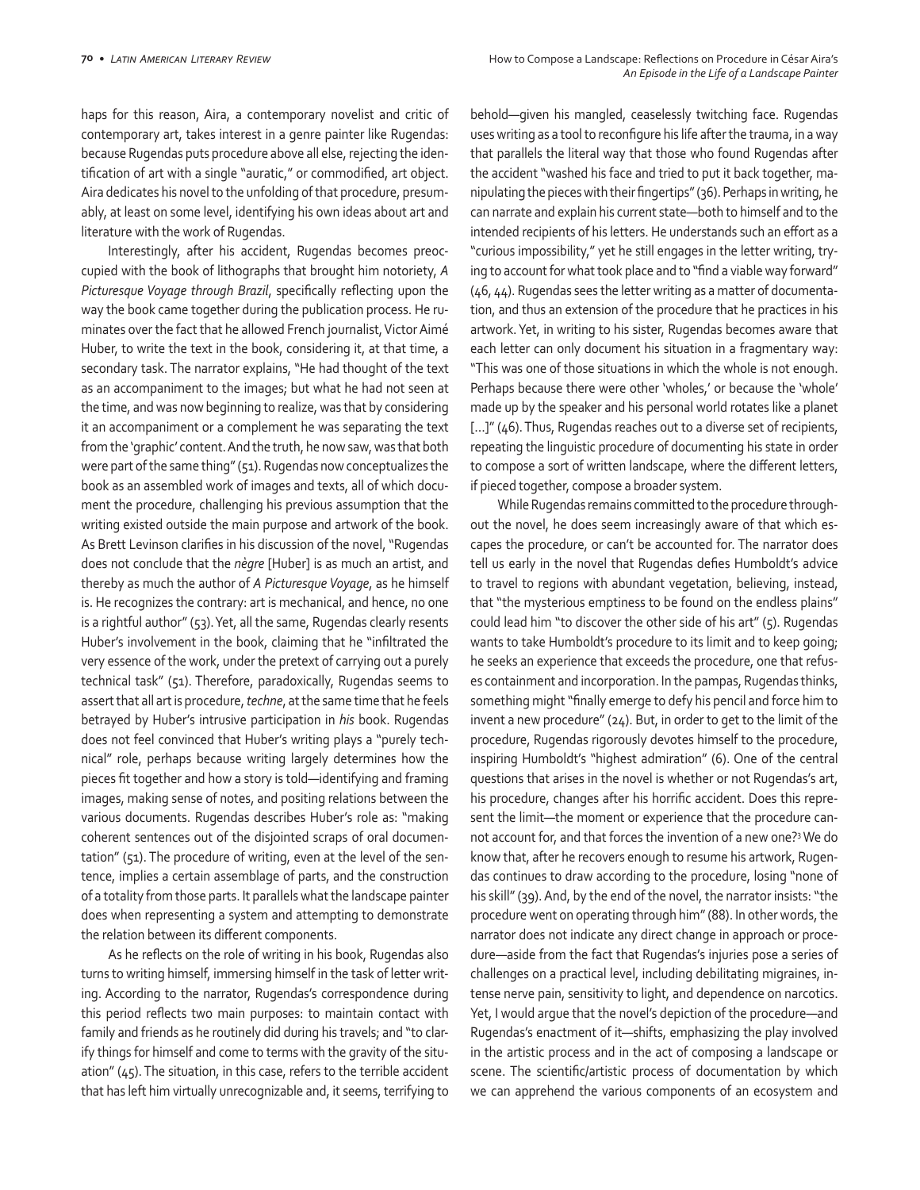haps for this reason, Aira, a contemporary novelist and critic of contemporary art, takes interest in a genre painter like Rugendas: because Rugendas puts procedure above all else, rejecting the identification of art with a single "auratic," or commodified, art object. Aira dedicates his novel to the unfolding of that procedure, presumably, at least on some level, identifying his own ideas about art and literature with the work of Rugendas.

Interestingly, after his accident, Rugendas becomes preoccupied with the book of lithographs that brought him notoriety, *A Picturesque Voyage through Brazil*, specifically reflecting upon the way the book came together during the publication process. He ruminates over the fact that he allowed French journalist, Victor Aimé Huber, to write the text in the book, considering it, at that time, a secondary task. The narrator explains, "He had thought of the text as an accompaniment to the images; but what he had not seen at the time, and was now beginning to realize, was that by considering it an accompaniment or a complement he was separating the text from the 'graphic' content. And the truth, he now saw, was that both were part of the same thing" (51). Rugendas now conceptualizes the book as an assembled work of images and texts, all of which document the procedure, challenging his previous assumption that the writing existed outside the main purpose and artwork of the book. As Brett Levinson clarifies in his discussion of the novel, "Rugendas does not conclude that the *nègre* [Huber] is as much an artist, and thereby as much the author of *A Picturesque Voyage*, as he himself is. He recognizes the contrary: art is mechanical, and hence, no one is a rightful author" (53). Yet, all the same, Rugendas clearly resents Huber's involvement in the book, claiming that he "infiltrated the very essence of the work, under the pretext of carrying out a purely technical task" (51). Therefore, paradoxically, Rugendas seems to assert that all art is procedure, *techne*, at the same time that he feels betrayed by Huber's intrusive participation in *his* book. Rugendas does not feel convinced that Huber's writing plays a "purely technical" role, perhaps because writing largely determines how the pieces fit together and how a story is told—identifying and framing images, making sense of notes, and positing relations between the various documents. Rugendas describes Huber's role as: "making coherent sentences out of the disjointed scraps of oral documentation" (51). The procedure of writing, even at the level of the sentence, implies a certain assemblage of parts, and the construction of a totality from those parts. It parallels what the landscape painter does when representing a system and attempting to demonstrate the relation between its different components.

As he reflects on the role of writing in his book, Rugendas also turns to writing himself, immersing himself in the task of letter writing. According to the narrator, Rugendas's correspondence during this period reflects two main purposes: to maintain contact with family and friends as he routinely did during his travels; and "to clarify things for himself and come to terms with the gravity of the situation" (45). The situation, in this case, refers to the terrible accident that has left him virtually unrecognizable and, it seems, terrifying to behold—given his mangled, ceaselessly twitching face. Rugendas uses writing as a tool to reconfigure his life after the trauma, in a way that parallels the literal way that those who found Rugendas after the accident "washed his face and tried to put it back together, manipulating the pieces with their fingertips" (36). Perhaps in writing, he can narrate and explain his current state—both to himself and to the intended recipients of his letters. He understands such an effort as a "curious impossibility," yet he still engages in the letter writing, trying to account for what took place and to "find a viable way forward" (46, 44). Rugendas sees the letter writing as a matter of documentation, and thus an extension of the procedure that he practices in his artwork. Yet, in writing to his sister, Rugendas becomes aware that each letter can only document his situation in a fragmentary way: "This was one of those situations in which the whole is not enough. Perhaps because there were other 'wholes,' or because the 'whole' made up by the speaker and his personal world rotates like a planet [...]" (46). Thus, Rugendas reaches out to a diverse set of recipients, repeating the linguistic procedure of documenting his state in order to compose a sort of written landscape, where the different letters, if pieced together, compose a broader system.

While Rugendas remains committed to the procedure throughout the novel, he does seem increasingly aware of that which escapes the procedure, or can't be accounted for. The narrator does tell us early in the novel that Rugendas defies Humboldt's advice to travel to regions with abundant vegetation, believing, instead, that "the mysterious emptiness to be found on the endless plains" could lead him "to discover the other side of his art" (5). Rugendas wants to take Humboldt's procedure to its limit and to keep going; he seeks an experience that exceeds the procedure, one that refuses containment and incorporation. In the pampas, Rugendas thinks, something might "finally emerge to defy his pencil and force him to invent a new procedure" (24). But, in order to get to the limit of the procedure, Rugendas rigorously devotes himself to the procedure, inspiring Humboldt's "highest admiration" (6). One of the central questions that arises in the novel is whether or not Rugendas's art, his procedure, changes after his horrific accident. Does this represent the limit—the moment or experience that the procedure cannot account for, and that forces the invention of a new one?[3] We do know that, after he recovers enough to resume his artwork, Rugendas continues to draw according to the procedure, losing "none of his skill" (39). And, by the end of the novel, the narrator insists: "the procedure went on operating through him" (88). In other words, the narrator does not indicate any direct change in approach or procedure—aside from the fact that Rugendas's injuries pose a series of challenges on a practical level, including debilitating migraines, intense nerve pain, sensitivity to light, and dependence on narcotics. Yet, I would argue that the novel's depiction of the procedure—and Rugendas's enactment of it—shifts, emphasizing the play involved in the artistic process and in the act of composing a landscape or scene. The scientific/artistic process of documentation by which we can apprehend the various components of an ecosystem and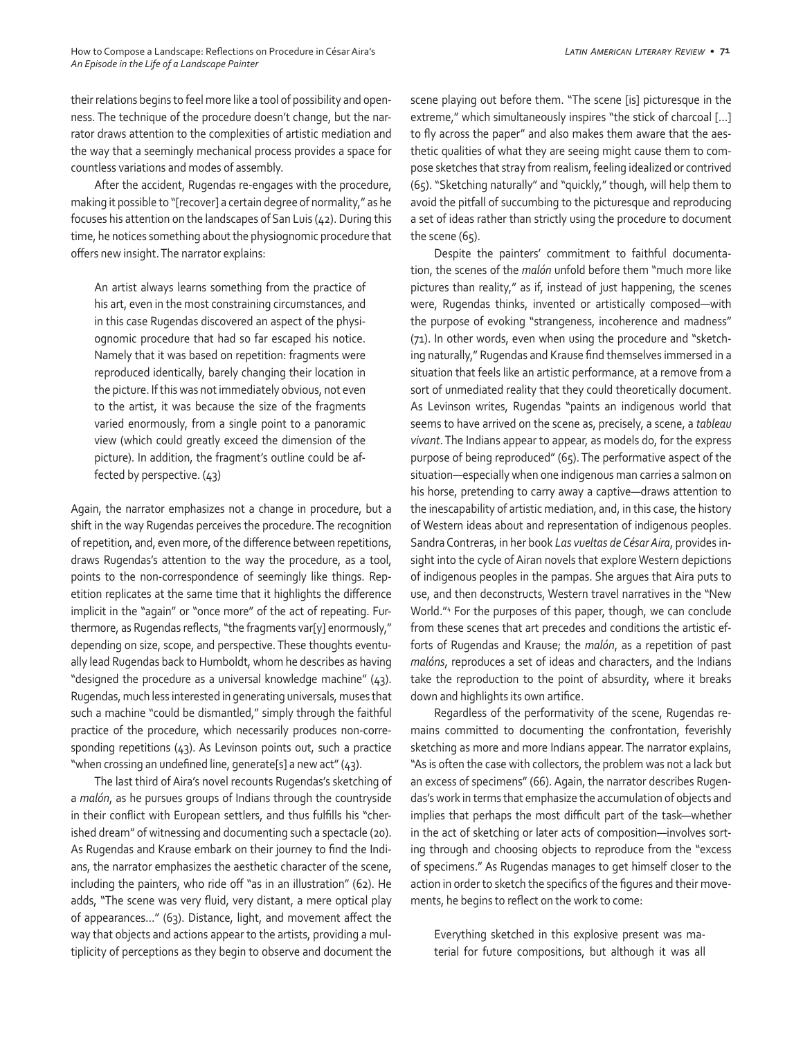their relations begins to feel more like a tool of possibility and openness. The technique of the procedure doesn't change, but the narrator draws attention to the complexities of artistic mediation and the way that a seemingly mechanical process provides a space for countless variations and modes of assembly.

After the accident, Rugendas re-engages with the procedure, making it possible to "[recover] a certain degree of normality," as he focuses his attention on the landscapes of San Luis (42). During this time, he notices something about the physiognomic procedure that offers new insight. The narrator explains:

> An artist always learns something from the practice of his art, even in the most constraining circumstances, and in this case Rugendas discovered an aspect of the physiognomic procedure that had so far escaped his notice. Namely that it was based on repetition: fragments were reproduced identically, barely changing their location in the picture. If this was not immediately obvious, not even to the artist, it was because the size of the fragments varied enormously, from a single point to a panoramic view (which could greatly exceed the dimension of the picture). In addition, the fragment's outline could be affected by perspective. (43)

Again, the narrator emphasizes not a change in procedure, but a shift in the way Rugendas perceives the procedure. The recognition of repetition, and, even more, of the difference between repetitions, draws Rugendas's attention to the way the procedure, as a tool, points to the non-correspondence of seemingly like things. Repetition replicates at the same time that it highlights the difference implicit in the "again" or "once more" of the act of repeating. Furthermore, as Rugendas reflects, "the fragments var[y] enormously," depending on size, scope, and perspective. These thoughts eventually lead Rugendas back to Humboldt, whom he describes as having "designed the procedure as a universal knowledge machine" (43). Rugendas, much less interested in generating universals, muses that such a machine "could be dismantled," simply through the faithful practice of the procedure, which necessarily produces non-corresponding repetitions (43). As Levinson points out, such a practice "when crossing an undefined line, generate[s] a new act" (43).

The last third of Aira's novel recounts Rugendas's sketching of a *malón*, as he pursues groups of Indians through the countryside in their conflict with European settlers, and thus fulfills his "cherished dream" of witnessing and documenting such a spectacle (20). As Rugendas and Krause embark on their journey to find the Indians, the narrator emphasizes the aesthetic character of the scene, including the painters, who ride off "as in an illustration" (62). He adds, "The scene was very fluid, very distant, a mere optical play of appearances…" (63). Distance, light, and movement affect the way that objects and actions appear to the artists, providing a multiplicity of perceptions as they begin to observe and document the scene playing out before them. "The scene [is] picturesque in the extreme," which simultaneously inspires "the stick of charcoal […] to fly across the paper" and also makes them aware that the aesthetic qualities of what they are seeing might cause them to compose sketches that stray from realism, feeling idealized or contrived (65). "Sketching naturally" and "quickly," though, will help them to avoid the pitfall of succumbing to the picturesque and reproducing a set of ideas rather than strictly using the procedure to document the scene (65).

Despite the painters' commitment to faithful documentation, the scenes of the *malón* unfold before them "much more like pictures than reality," as if, instead of just happening, the scenes were, Rugendas thinks, invented or artistically composed—with the purpose of evoking "strangeness, incoherence and madness" (71). In other words, even when using the procedure and "sketching naturally," Rugendas and Krause find themselves immersed in a situation that feels like an artistic performance, at a remove from a sort of unmediated reality that they could theoretically document. As Levinson writes, Rugendas "paints an indigenous world that seems to have arrived on the scene as, precisely, a scene, a *tableau vivant*. The Indians appear to appear, as models do, for the express purpose of being reproduced" (65). The performative aspect of the situation—especially when one indigenous man carries a salmon on his horse, pretending to carry away a captive—draws attention to the inescapability of artistic mediation, and, in this case, the history of Western ideas about and representation of indigenous peoples. Sandra Contreras, in her book *Las vueltas de César Aira*, provides insight into the cycle of Airan novels that explore Western depictions of indigenous peoples in the pampas. She argues that Aira puts to use, and then deconstructs, Western travel narratives in the "New World."[4] For the purposes of this paper, though, we can conclude from these scenes that art precedes and conditions the artistic efforts of Rugendas and Krause; the *malón*, as a repetition of past *malóns*, reproduces a set of ideas and characters, and the Indians take the reproduction to the point of absurdity, where it breaks down and highlights its own artifice.

Regardless of the performativity of the scene, Rugendas remains committed to documenting the confrontation, feverishly sketching as more and more Indians appear. The narrator explains, "As is often the case with collectors, the problem was not a lack but an excess of specimens" (66). Again, the narrator describes Rugendas's work in terms that emphasize the accumulation of objects and implies that perhaps the most difficult part of the task—whether in the act of sketching or later acts of composition—involves sorting through and choosing objects to reproduce from the "excess of specimens." As Rugendas manages to get himself closer to the action in order to sketch the specifics of the figures and their movements, he begins to reflect on the work to come:

> Everything sketched in this explosive present was material for future compositions, but although it was all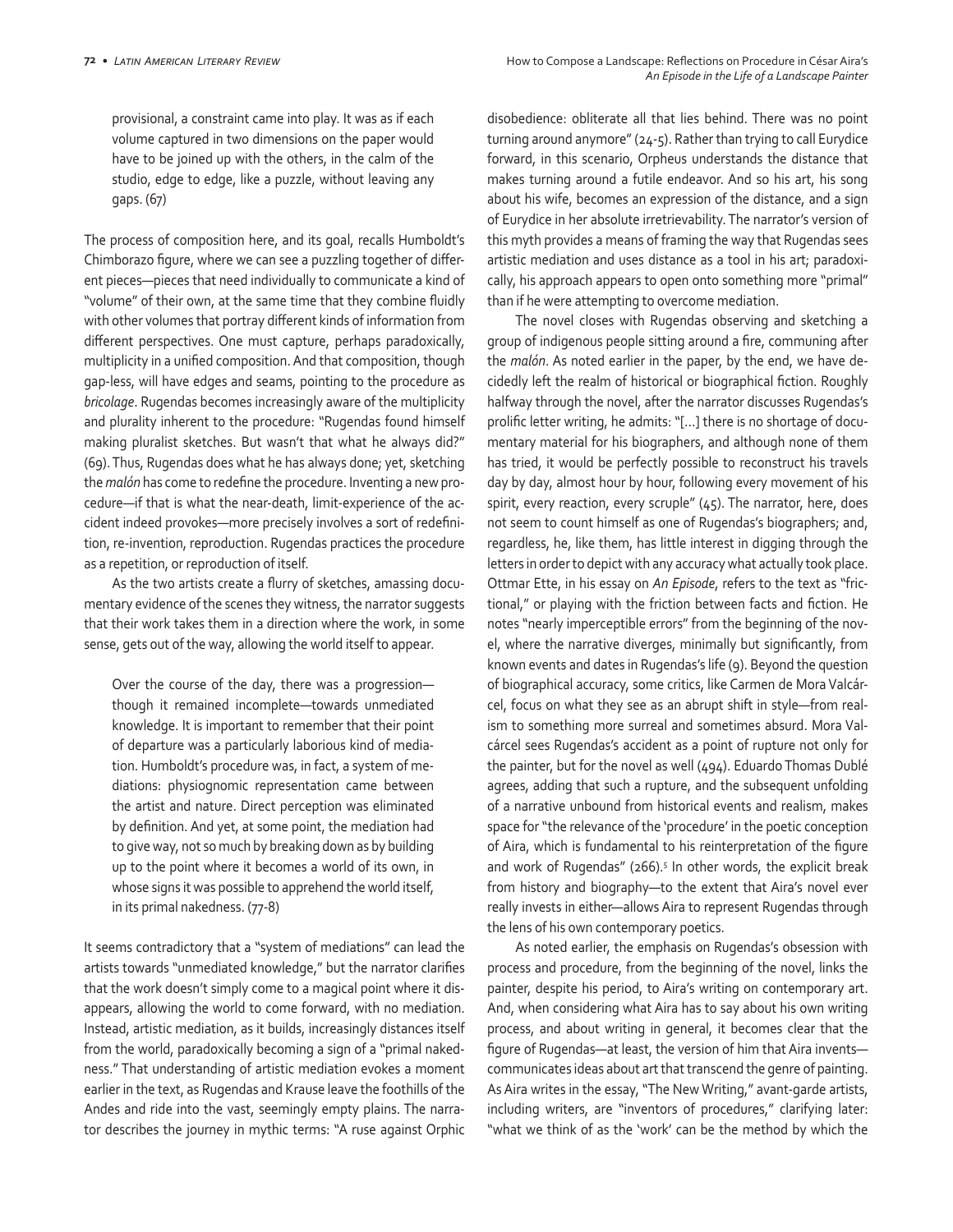> provisional, a constraint came into play. It was as if each volume captured in two dimensions on the paper would have to be joined up with the others, in the calm of the studio, edge to edge, like a puzzle, without leaving any gaps. (67)

The process of composition here, and its goal, recalls Humboldt's Chimborazo figure, where we can see a puzzling together of different pieces—pieces that need individually to communicate a kind of "volume" of their own, at the same time that they combine fluidly with other volumes that portray different kinds of information from different perspectives. One must capture, perhaps paradoxically, multiplicity in a unified composition. And that composition, though gap-less, will have edges and seams, pointing to the procedure as *bricolage*. Rugendas becomes increasingly aware of the multiplicity and plurality inherent to the procedure: "Rugendas found himself making pluralist sketches. But wasn't that what he always did?" (69). Thus, Rugendas does what he has always done; yet, sketching the *malón* has come to redefine the procedure. Inventing a new procedure—if that is what the near-death, limit-experience of the accident indeed provokes—more precisely involves a sort of redefinition, re-invention, reproduction. Rugendas practices the procedure as a repetition, or reproduction of itself.

As the two artists create a flurry of sketches, amassing documentary evidence of the scenes they witness, the narrator suggests that their work takes them in a direction where the work, in some sense, gets out of the way, allowing the world itself to appear.

> Over the course of the day, there was a progression—though it remained incomplete—towards unmediated knowledge. It is important to remember that their point of departure was a particularly laborious kind of mediation. Humboldt's procedure was, in fact, a system of mediations: physiognomic representation came between the artist and nature. Direct perception was eliminated by definition. And yet, at some point, the mediation had to give way, not so much by breaking down as by building up to the point where it becomes a world of its own, in whose signs it was possible to apprehend the world itself, in its primal nakedness. (77-8)

It seems contradictory that a "system of mediations" can lead the artists towards "unmediated knowledge," but the narrator clarifies that the work doesn't simply come to a magical point where it disappears, allowing the world to come forward, with no mediation. Instead, artistic mediation, as it builds, increasingly distances itself from the world, paradoxically becoming a sign of a "primal nakedness." That understanding of artistic mediation evokes a moment earlier in the text, as Rugendas and Krause leave the foothills of the Andes and ride into the vast, seemingly empty plains. The narrator describes the journey in mythic terms: "A ruse against Orphic disobedience: obliterate all that lies behind. There was no point turning around anymore" (24-5). Rather than trying to call Eurydice forward, in this scenario, Orpheus understands the distance that makes turning around a futile endeavor. And so his art, his song about his wife, becomes an expression of the distance, and a sign of Eurydice in her absolute irretrievability. The narrator's version of this myth provides a means of framing the way that Rugendas sees artistic mediation and uses distance as a tool in his art; paradoxically, his approach appears to open onto something more "primal" than if he were attempting to overcome mediation.

The novel closes with Rugendas observing and sketching a group of indigenous people sitting around a fire, communing after the *malón*. As noted earlier in the paper, by the end, we have decidedly left the realm of historical or biographical fiction. Roughly halfway through the novel, after the narrator discusses Rugendas's prolific letter writing, he admits: "[…] there is no shortage of documentary material for his biographers, and although none of them has tried, it would be perfectly possible to reconstruct his travels day by day, almost hour by hour, following every movement of his spirit, every reaction, every scruple" (45). The narrator, here, does not seem to count himself as one of Rugendas's biographers; and, regardless, he, like them, has little interest in digging through the letters in order to depict with any accuracy what actually took place. Ottmar Ette, in his essay on *An Episode*, refers to the text as "frictional," or playing with the friction between facts and fiction. He notes "nearly imperceptible errors" from the beginning of the novel, where the narrative diverges, minimally but significantly, from known events and dates in Rugendas's life (9). Beyond the question of biographical accuracy, some critics, like Carmen de Mora Valcárcel, focus on what they see as an abrupt shift in style—from realism to something more surreal and sometimes absurd. Mora Valcárcel sees Rugendas's accident as a point of rupture not only for the painter, but for the novel as well (494). Eduardo Thomas Dublé agrees, adding that such a rupture, and the subsequent unfolding of a narrative unbound from historical events and realism, makes space for "the relevance of the 'procedure' in the poetic conception of Aira, which is fundamental to his reinterpretation of the figure and work of Rugendas" (266).[5] In other words, the explicit break from history and biography—to the extent that Aira's novel ever really invests in either—allows Aira to represent Rugendas through the lens of his own contemporary poetics.

As noted earlier, the emphasis on Rugendas's obsession with process and procedure, from the beginning of the novel, links the painter, despite his period, to Aira's writing on contemporary art. And, when considering what Aira has to say about his own writing process, and about writing in general, it becomes clear that the figure of Rugendas—at least, the version of him that Aira invents—communicates ideas about art that transcend the genre of painting. As Aira writes in the essay, "The New Writing," avant-garde artists, including writers, are "inventors of procedures," clarifying later: "what we think of as the 'work' can be the method by which the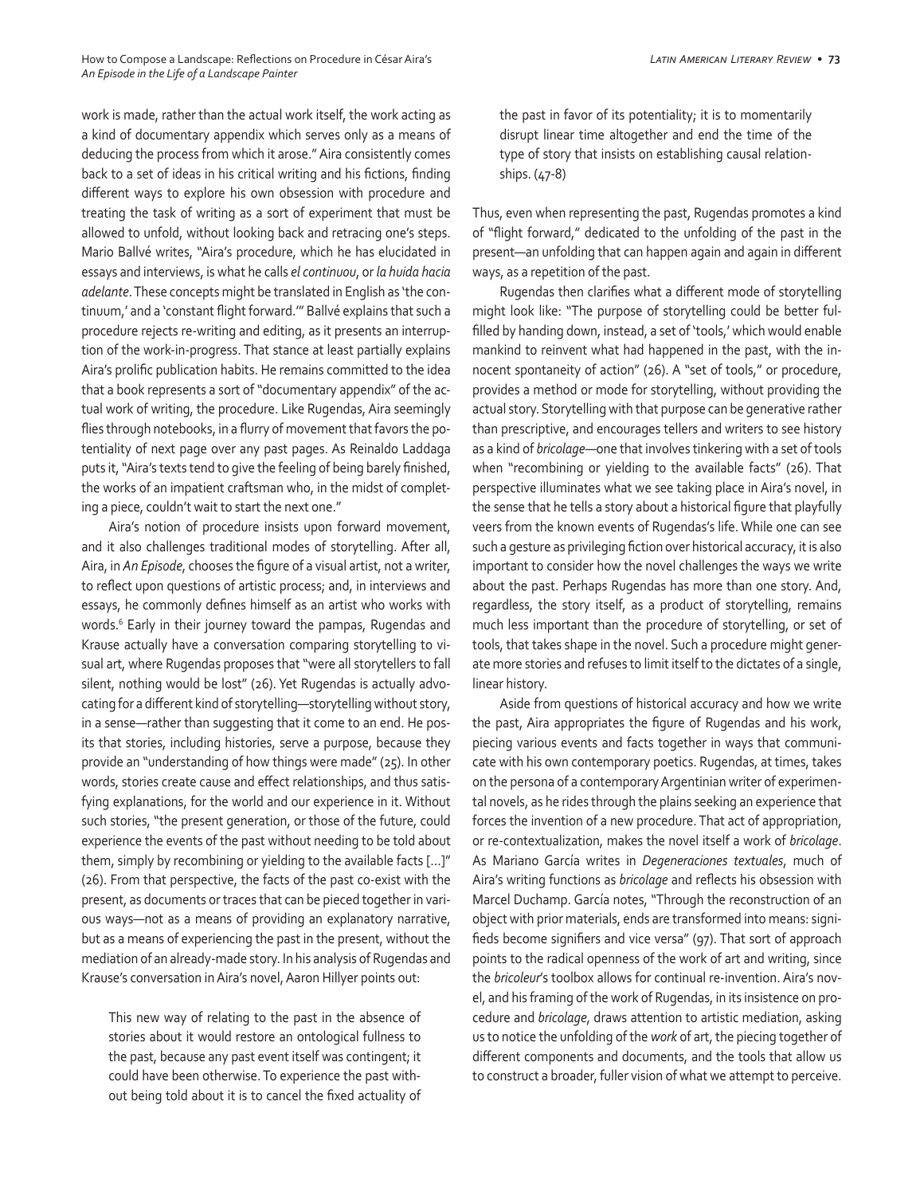work is made, rather than the actual work itself, the work acting as a kind of documentary appendix which serves only as a means of deducing the process from which it arose." Aira consistently comes back to a set of ideas in his critical writing and his fictions, finding different ways to explore his own obsession with procedure and treating the task of writing as a sort of experiment that must be allowed to unfold, without looking back and retracing one's steps. Mario Ballvé writes, "Aira's procedure, which he has elucidated in essays and interviews, is what he calls *el continuo*, or *la huida hacia adelante*. These concepts might be translated in English as 'the continuum,' and a 'constant flight forward.'" Ballvé explains that such a procedure rejects re-writing and editing, as it presents an interruption of the work-in-progress. That stance at least partially explains Aira's prolific publication habits. He remains committed to the idea that a book represents a sort of "documentary appendix" of the actual work of writing, the procedure. Like Rugendas, Aira seemingly flies through notebooks, in a flurry of movement that favors the potentiality of next page over any past pages. As Reinaldo Laddaga puts it, "Aira's texts tend to give the feeling of being barely finished, the works of an impatient craftsman who, in the midst of completing a piece, couldn't wait to start the next one."

Aira's notion of procedure insists upon forward movement, and it also challenges traditional modes of storytelling. After all, Aira, in *An Episode*, chooses the figure of a visual artist, not a writer, to reflect upon questions of artistic process; and, in interviews and essays, he commonly defines himself as an artist who works with words.[6] Early in their journey toward the pampas, Rugendas and Krause actually have a conversation comparing storytelling to visual art, where Rugendas proposes that "were all storytellers to fall silent, nothing would be lost" (26). Yet Rugendas is actually advocating for a different kind of storytelling—storytelling without story, in a sense—rather than suggesting that it come to an end. He posits that stories, including histories, serve a purpose, because they provide an "understanding of how things were made" (25). In other words, stories create cause and effect relationships, and thus satisfying explanations, for the world and our experience in it. Without such stories, "the present generation, or those of the future, could experience the events of the past without needing to be told about them, simply by recombining or yielding to the available facts [...]" (26). From that perspective, the facts of the past co-exist with the present, as documents or traces that can be pieced together in various ways—not as a means of providing an explanatory narrative, but as a means of experiencing the past in the present, without the mediation of an already-made story. In his analysis of Rugendas and Krause's conversation in Aira's novel, Aaron Hillyer points out:

> This new way of relating to the past in the absence of stories about it would restore an ontological fullness to the past, because any past event itself was contingent; it could have been otherwise. To experience the past without being told about it is to cancel the fixed actuality of the past in favor of its potentiality; it is to momentarily disrupt linear time altogether and end the time of the type of story that insists on establishing causal relationships. (47-8)

Thus, even when representing the past, Rugendas promotes a kind of "flight forward," dedicated to the unfolding of the past in the present—an unfolding that can happen again and again in different ways, as a repetition of the past.

Rugendas then clarifies what a different mode of storytelling might look like: "The purpose of storytelling could be better fulfilled by handing down, instead, a set of 'tools,' which would enable mankind to reinvent what had happened in the past, with the innocent spontaneity of action" (26). A "set of tools," or procedure, provides a method or mode for storytelling, without providing the actual story. Storytelling with that purpose can be generative rather than prescriptive, and encourages tellers and writers to see history as a kind of *bricolage*—one that involves tinkering with a set of tools when "recombining or yielding to the available facts" (26). That perspective illuminates what we see taking place in Aira's novel, in the sense that he tells a story about a historical figure that playfully veers from the known events of Rugendas's life. While one can see such a gesture as privileging fiction over historical accuracy, it is also important to consider how the novel challenges the ways we write about the past. Perhaps Rugendas has more than one story. And, regardless, the story itself, as a product of storytelling, remains much less important than the procedure of storytelling, or set of tools, that takes shape in the novel. Such a procedure might generate more stories and refuses to limit itself to the dictates of a single, linear history.

Aside from questions of historical accuracy and how we write the past, Aira appropriates the figure of Rugendas and his work, piecing various events and facts together in ways that communicate with his own contemporary poetics. Rugendas, at times, takes on the persona of a contemporary Argentinian writer of experimental novels, as he rides through the plains seeking an experience that forces the invention of a new procedure. That act of appropriation, or re-contextualization, makes the novel itself a work of *bricolage*. As Mariano García writes in *Degeneraciones textuales*, much of Aira's writing functions as *bricolage* and reflects his obsession with Marcel Duchamp. García notes, "Through the reconstruction of an object with prior materials, ends are transformed into means: signifieds become signifiers and vice versa" (97). That sort of approach points to the radical openness of the work of art and writing, since the *bricoleur*'s toolbox allows for continual re-invention. Aira's novel, and his framing of the work of Rugendas, in its insistence on procedure and *bricolage*, draws attention to artistic mediation, asking us to notice the unfolding of the *work* of art, the piecing together of different components and documents, and the tools that allow us to construct a broader, fuller vision of what we attempt to perceive.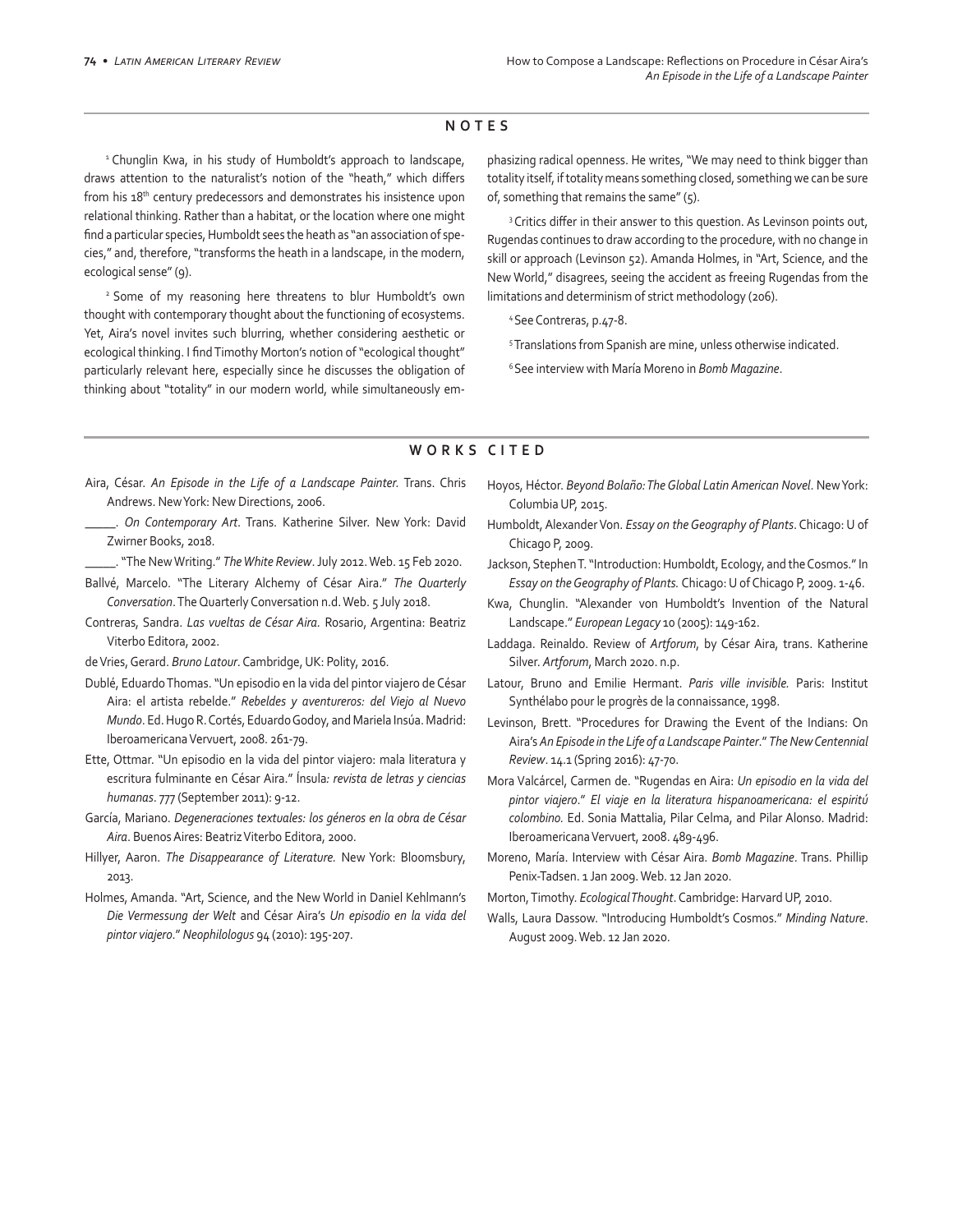## NOTES

[1] Chunglin Kwa, in his study of Humboldt's approach to landscape, draws attention to the naturalist's notion of the "heath," which differs from his 18th century predecessors and demonstrates his insistence upon relational thinking. Rather than a habitat, or the location where one might find a particular species, Humboldt sees the heath as "an association of species," and, therefore, "transforms the heath in a landscape, in the modern, ecological sense" (9).

[2] Some of my reasoning here threatens to blur Humboldt's own thought with contemporary thought about the functioning of ecosystems. Yet, Aira's novel invites such blurring, whether considering aesthetic or ecological thinking. I find Timothy Morton's notion of "ecological thought" particularly relevant here, especially since he discusses the obligation of thinking about "totality" in our modern world, while simultaneously emphasizing radical openness. He writes, "We may need to think bigger than totality itself, if totality means something closed, something we can be sure of, something that remains the same" (5).

[3] Critics differ in their answer to this question. As Levinson points out, Rugendas continues to draw according to the procedure, with no change in skill or approach (Levinson 52). Amanda Holmes, in "Art, Science, and the New World," disagrees, seeing the accident as freeing Rugendas from the limitations and determinism of strict methodology (206).

[4] See Contreras, p.47-8.

[5] Translations from Spanish are mine, unless otherwise indicated.

[6] See interview with María Moreno in *Bomb Magazine*.

## WORKS CITED

Aira, César. *An Episode in the Life of a Landscape Painter.* Trans. Chris Andrews. New York: New Directions, 2006.

_____. *On Contemporary Art*. Trans. Katherine Silver. New York: David Zwirner Books, 2018.

_____. "The New Writing." *The White Review*. July 2012. Web. 15 Feb 2020.

Ballvé, Marcelo. "The Literary Alchemy of César Aira." *The Quarterly Conversation*. The Quarterly Conversation n.d. Web. 5 July 2018.

Contreras, Sandra. *Las vueltas de César Aira.* Rosario, Argentina: Beatriz Viterbo Editora, 2002.

de Vries, Gerard. *Bruno Latour*. Cambridge, UK: Polity, 2016.

Dublé, Eduardo Thomas. "Un episodio en la vida del pintor viajero de César Aira: el artista rebelde." *Rebeldes y aventureros: del Viejo al Nuevo Mundo*. Ed. Hugo R. Cortés, Eduardo Godoy, and Mariela Insúa. Madrid: Iberoamericana Vervuert, 2008. 261-79.

Ette, Ottmar. "Un episodio en la vida del pintor viajero: mala literatura y escritura fulminante en César Aira." Ínsula*: revista de letras y ciencias humanas*. 777 (September 2011): 9-12.

García, Mariano. *Degeneraciones textuales: los géneros en la obra de César Aira*. Buenos Aires: Beatriz Viterbo Editora, 2000.

Hillyer, Aaron. *The Disappearance of Literature.* New York: Bloomsbury, 2013.

Holmes, Amanda. "Art, Science, and the New World in Daniel Kehlmann's *Die Vermessung der Welt* and César Aira's *Un episodio en la vida del pintor viajero*." *Neophilologus* 94 (2010): 195-207.

Hoyos, Héctor. *Beyond Bolaño: The Global Latin American Novel*. New York: Columbia UP, 2015.

Humboldt, Alexander Von. *Essay on the Geography of Plants*. Chicago: U of Chicago P, 2009.

Jackson, Stephen T. "Introduction: Humboldt, Ecology, and the Cosmos." In *Essay on the Geography of Plants.* Chicago: U of Chicago P, 2009. 1-46.

Kwa, Chunglin. "Alexander von Humboldt's Invention of the Natural Landscape." *European Legacy* 10 (2005): 149-162.

Laddaga. Reinaldo. Review of *Artforum*, by César Aira, trans. Katherine Silver. *Artforum*, March 2020. n.p.

Latour, Bruno and Emilie Hermant. *Paris ville invisible.* Paris: Institut Synthélabo pour le progrès de la connaissance, 1998.

Levinson, Brett. "Procedures for Drawing the Event of the Indians: On Aira's *An Episode in the Life of a Landscape Painter*." *The New Centennial Review*. 14.1 (Spring 2016): 47-70.

Mora Valcárcel, Carmen de. "Rugendas en Aira: *Un episodio en la vida del pintor viajero*." *El viaje en la literatura hispanoamericana: el espiritú colombino.* Ed. Sonia Mattalia, Pilar Celma, and Pilar Alonso. Madrid: Iberoamericana Vervuert, 2008. 489-496.

Moreno, María. Interview with César Aira. *Bomb Magazine*. Trans. Phillip Penix-Tadsen. 1 Jan 2009. Web. 12 Jan 2020.

Morton, Timothy. *Ecological Thought*. Cambridge: Harvard UP, 2010.

Walls, Laura Dassow. "Introducing Humboldt's Cosmos." *Minding Nature*. August 2009. Web. 12 Jan 2020.